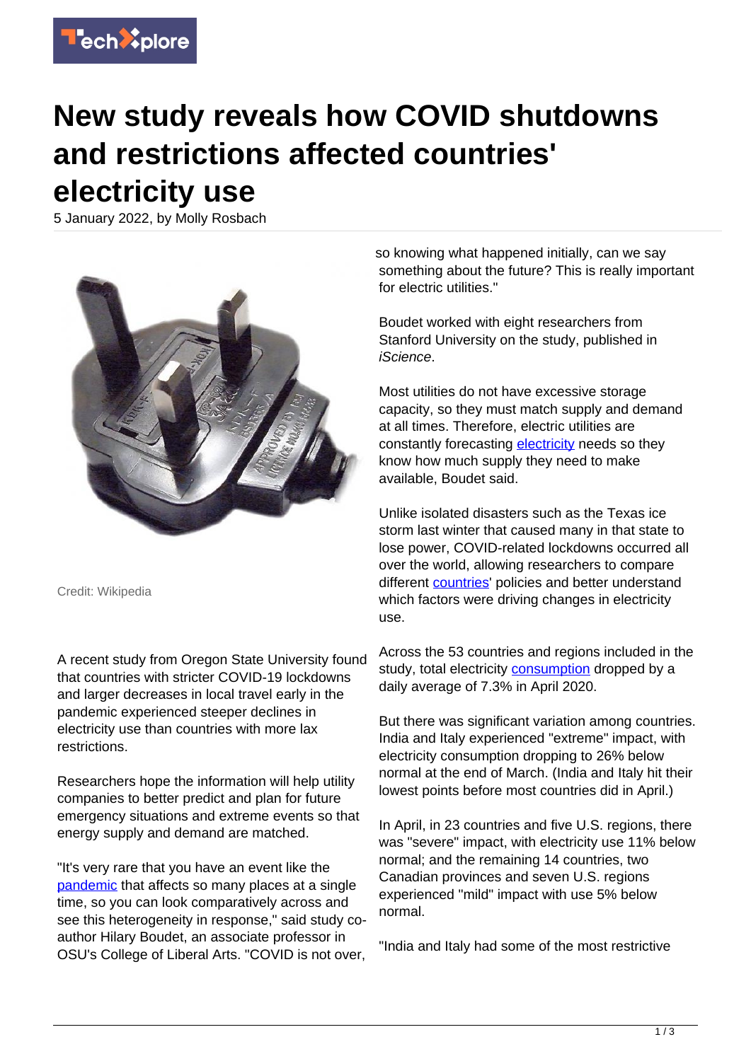# New study reveals how COVID shutdowns and restrictions affected countries' electricity use

5 January 2022, by Molly Rosbach

Credit: Wikipedia

A recent study from Oregon State University found that countries with stricter COVID-19 lockdowns and larger decreases in local travel early in the pandemic experienced steeper declines in electricity use than countries with more lax restrictions.

Researchers hope the information will help utility companies to better predict and plan for future emergency situations and extreme events so that energy supply and demand are matched.

"It's very rare that you have an event like the pandemic that affects so many places at a single time, so you can look comparatively across and see this heterogeneity in response," said study co-author Hilary Boudet, an associate professor in OSU's College of Liberal Arts. "COVID is not over, so knowing what happened initially, can we say something about the future? This is really important for electric utilities."

Boudet worked with eight researchers from Stanford University on the study, published in *iScience*.

Most utilities do not have excessive storage capacity, so they must match supply and demand at all times. Therefore, electric utilities are constantly forecasting electricity needs so they know how much supply they need to make available, Boudet said.

Unlike isolated disasters such as the Texas ice storm last winter that caused many in that state to lose power, COVID-related lockdowns occurred all over the world, allowing researchers to compare different countries' policies and better understand which factors were driving changes in electricity use.

Across the 53 countries and regions included in the study, total electricity consumption dropped by a daily average of 7.3% in April 2020.

But there was significant variation among countries. India and Italy experienced "extreme" impact, with electricity consumption dropping to 26% below normal at the end of March. (India and Italy hit their lowest points before most countries did in April.)

In April, in 23 countries and five U.S. regions, there was "severe" impact, with electricity use 11% below normal; and the remaining 14 countries, two Canadian provinces and seven U.S. regions experienced "mild" impact with use 5% below normal.

"India and Italy had some of the most restrictive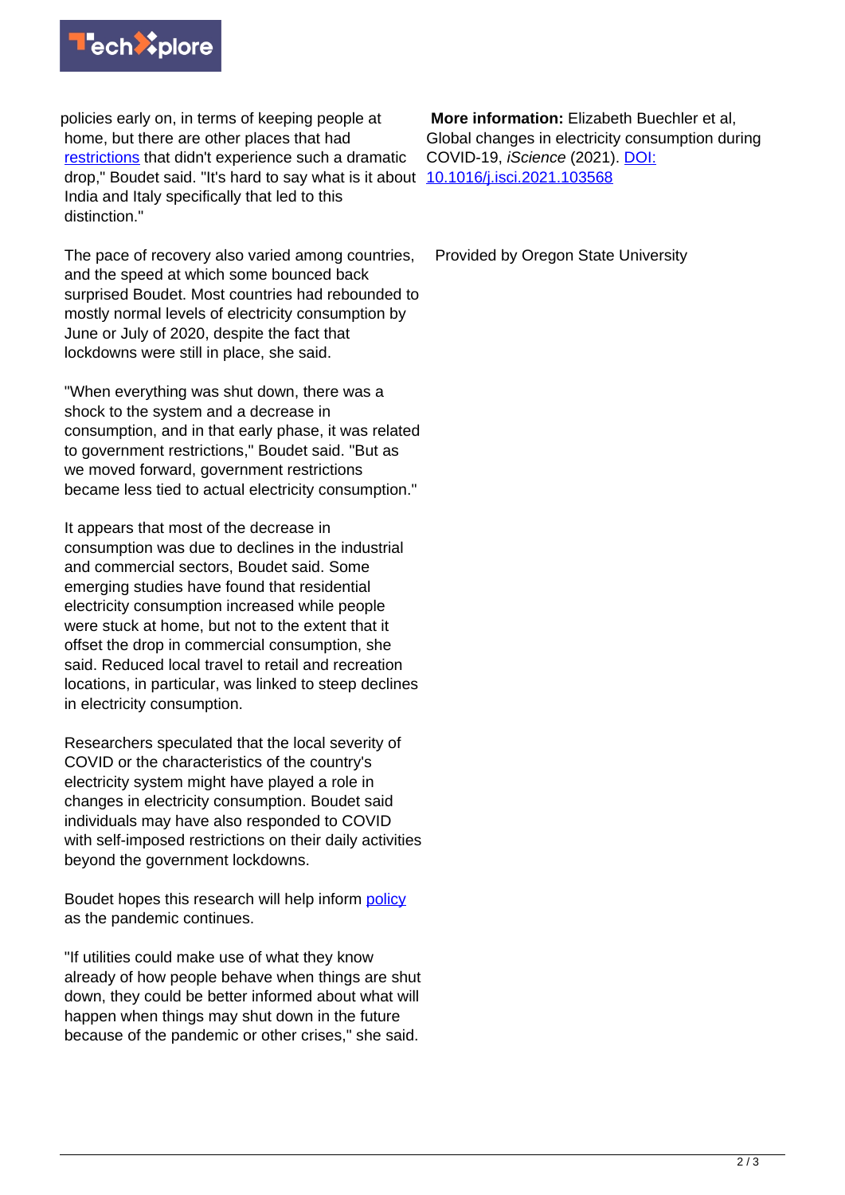policies early on, in terms of keeping people at home, but there are other places that had restrictions that didn't experience such a dramatic drop," Boudet said. "It's hard to say what is it about India and Italy specifically that led to this distinction."

The pace of recovery also varied among countries, and the speed at which some bounced back surprised Boudet. Most countries had rebounded to mostly normal levels of electricity consumption by June or July of 2020, despite the fact that lockdowns were still in place, she said.

"When everything was shut down, there was a shock to the system and a decrease in consumption, and in that early phase, it was related to government restrictions," Boudet said. "But as we moved forward, government restrictions became less tied to actual electricity consumption."

It appears that most of the decrease in consumption was due to declines in the industrial and commercial sectors, Boudet said. Some emerging studies have found that residential electricity consumption increased while people were stuck at home, but not to the extent that it offset the drop in commercial consumption, she said. Reduced local travel to retail and recreation locations, in particular, was linked to steep declines in electricity consumption.

Researchers speculated that the local severity of COVID or the characteristics of the country's electricity system might have played a role in changes in electricity consumption. Boudet said individuals may have also responded to COVID with self-imposed restrictions on their daily activities beyond the government lockdowns.

Boudet hopes this research will help inform policy as the pandemic continues.

"If utilities could make use of what they know already of how people behave when things are shut down, they could be better informed about what will happen when things may shut down in the future because of the pandemic or other crises," she said.

**More information:** Elizabeth Buechler et al, Global changes in electricity consumption during COVID-19, *iScience* (2021). DOI: 10.1016/j.isci.2021.103568

Provided by Oregon State University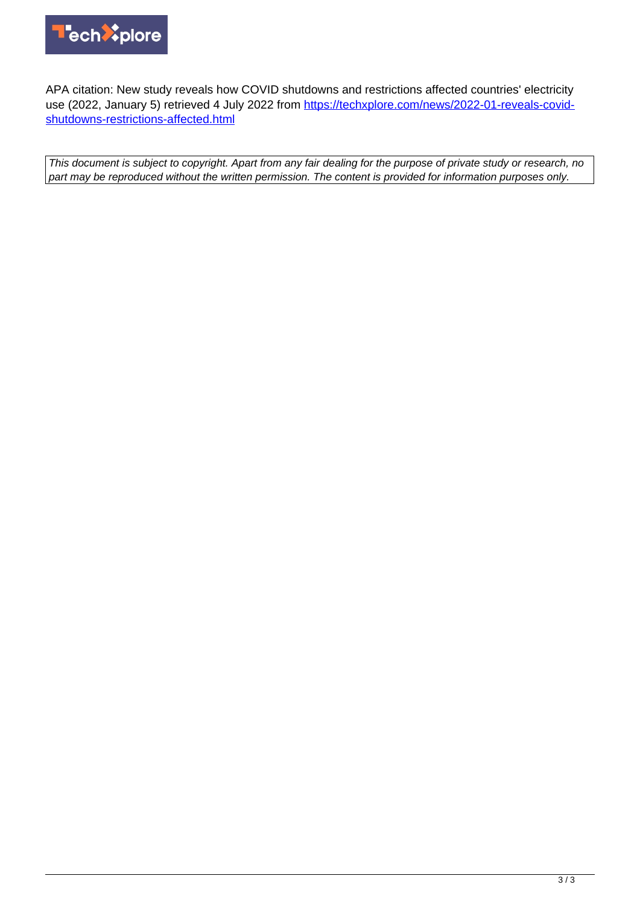APA citation: New study reveals how COVID shutdowns and restrictions affected countries' electricity use (2022, January 5) retrieved 4 July 2022 from [https://techxplore.com/news/2022-01-reveals-covid-shutdowns-restrictions-affected.html](https://techxplore.com/news/2022-01-reveals-covid-shutdowns-restrictions-affected.html)

*This document is subject to copyright. Apart from any fair dealing for the purpose of private study or research, no part may be reproduced without the written permission. The content is provided for information purposes only.*